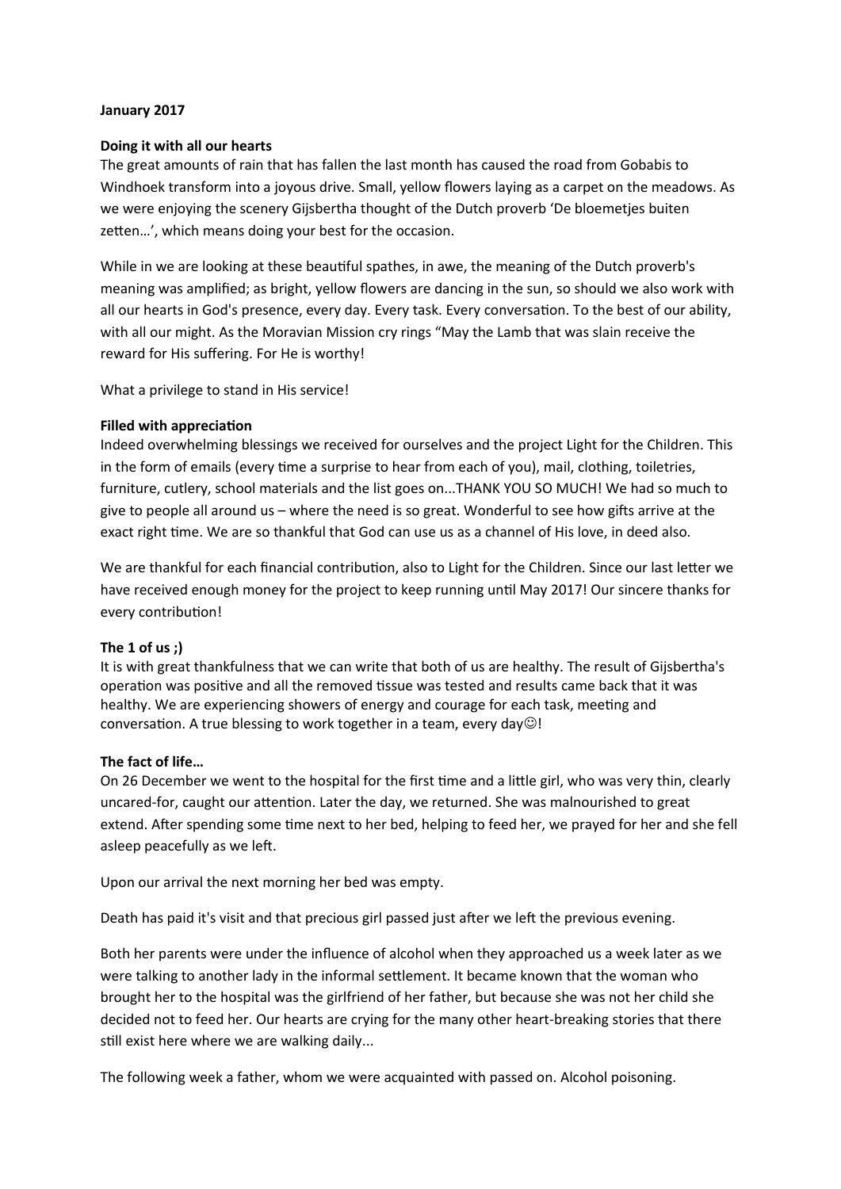**January 2017**

**Doing it with all our hearts**

The great amounts of rain that has fallen the last month has caused the road from Gobabis to Windhoek transform into a joyous drive. Small, yellow flowers laying as a carpet on the meadows. As we were enjoying the scenery Gijsbertha thought of the Dutch proverb 'De bloemetjes buiten zetten…', which means doing your best for the occasion.

While in we are looking at these beautiful spathes, in awe, the meaning of the Dutch proverb's meaning was amplified; as bright, yellow flowers are dancing in the sun, so should we also work with all our hearts in God's presence, every day. Every task. Every conversation. To the best of our ability, with all our might. As the Moravian Mission cry rings "May the Lamb that was slain receive the reward for His suffering. For He is worthy!

What a privilege to stand in His service!

**Filled with appreciation**

Indeed overwhelming blessings we received for ourselves and the project Light for the Children. This in the form of emails (every time a surprise to hear from each of you), mail, clothing, toiletries, furniture, cutlery, school materials and the list goes on...THANK YOU SO MUCH! We had so much to give to people all around us – where the need is so great. Wonderful to see how gifts arrive at the exact right time. We are so thankful that God can use us as a channel of His love, in deed also.

We are thankful for each financial contribution, also to Light for the Children. Since our last letter we have received enough money for the project to keep running until May 2017! Our sincere thanks for every contribution!

**The 1 of us ;)**

It is with great thankfulness that we can write that both of us are healthy. The result of Gijsbertha's operation was positive and all the removed tissue was tested and results came back that it was healthy. We are experiencing showers of energy and courage for each task, meeting and conversation. A true blessing to work together in a team, every day☺!

**The fact of life…**

On 26 December we went to the hospital for the first time and a little girl, who was very thin, clearly uncared-for, caught our attention. Later the day, we returned. She was malnourished to great extend. After spending some time next to her bed, helping to feed her, we prayed for her and she fell asleep peacefully as we left.

Upon our arrival the next morning her bed was empty.

Death has paid it's visit and that precious girl passed just after we left the previous evening.

Both her parents were under the influence of alcohol when they approached us a week later as we were talking to another lady in the informal settlement. It became known that the woman who brought her to the hospital was the girlfriend of her father, but because she was not her child she decided not to feed her. Our hearts are crying for the many other heart-breaking stories that there still exist here where we are walking daily...

The following week a father, whom we were acquainted with passed on. Alcohol poisoning.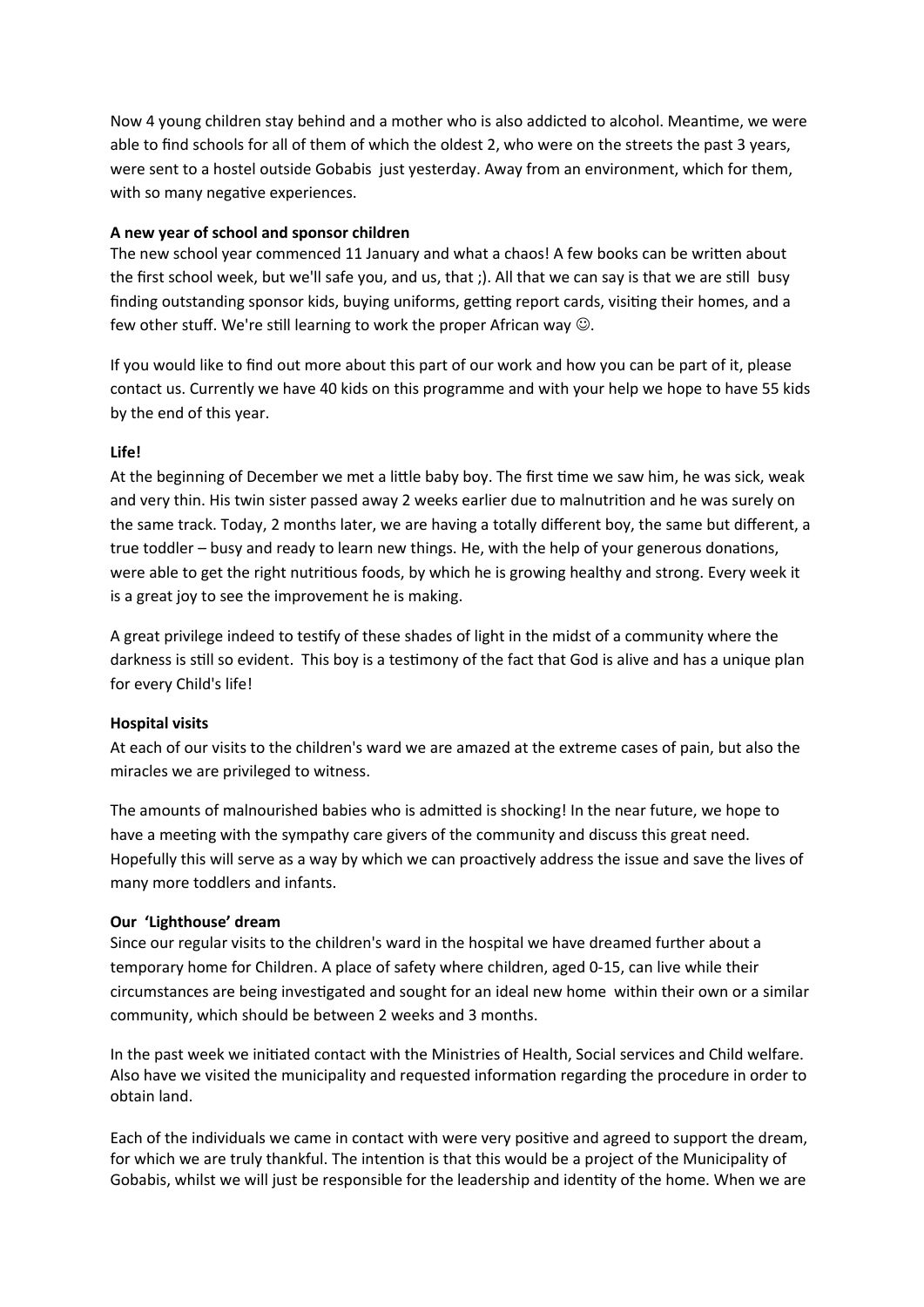Now 4 young children stay behind and a mother who is also addicted to alcohol. Meantime, we were able to find schools for all of them of which the oldest 2, who were on the streets the past 3 years, were sent to a hostel outside Gobabis just yesterday. Away from an environment, which for them, with so many negative experiences.

**A new year of school and sponsor children**

The new school year commenced 11 January and what a chaos! A few books can be written about the first school week, but we'll safe you, and us, that ;). All that we can say is that we are still busy finding outstanding sponsor kids, buying uniforms, getting report cards, visiting their homes, and a few other stuff. We're still learning to work the proper African way ☺.

If you would like to find out more about this part of our work and how you can be part of it, please contact us. Currently we have 40 kids on this programme and with your help we hope to have 55 kids by the end of this year.

**Life!**

At the beginning of December we met a little baby boy. The first time we saw him, he was sick, weak and very thin. His twin sister passed away 2 weeks earlier due to malnutrition and he was surely on the same track. Today, 2 months later, we are having a totally different boy, the same but different, a true toddler – busy and ready to learn new things. He, with the help of your generous donations, were able to get the right nutritious foods, by which he is growing healthy and strong. Every week it is a great joy to see the improvement he is making.

A great privilege indeed to testify of these shades of light in the midst of a community where the darkness is still so evident. This boy is a testimony of the fact that God is alive and has a unique plan for every Child's life!

**Hospital visits**

At each of our visits to the children's ward we are amazed at the extreme cases of pain, but also the miracles we are privileged to witness.

The amounts of malnourished babies who is admitted is shocking! In the near future, we hope to have a meeting with the sympathy care givers of the community and discuss this great need. Hopefully this will serve as a way by which we can proactively address the issue and save the lives of many more toddlers and infants.

**Our 'Lighthouse' dream**

Since our regular visits to the children's ward in the hospital we have dreamed further about a temporary home for Children. A place of safety where children, aged 0-15, can live while their circumstances are being investigated and sought for an ideal new home within their own or a similar community, which should be between 2 weeks and 3 months.

In the past week we initiated contact with the Ministries of Health, Social services and Child welfare. Also have we visited the municipality and requested information regarding the procedure in order to obtain land.

Each of the individuals we came in contact with were very positive and agreed to support the dream, for which we are truly thankful. The intention is that this would be a project of the Municipality of Gobabis, whilst we will just be responsible for the leadership and identity of the home. When we are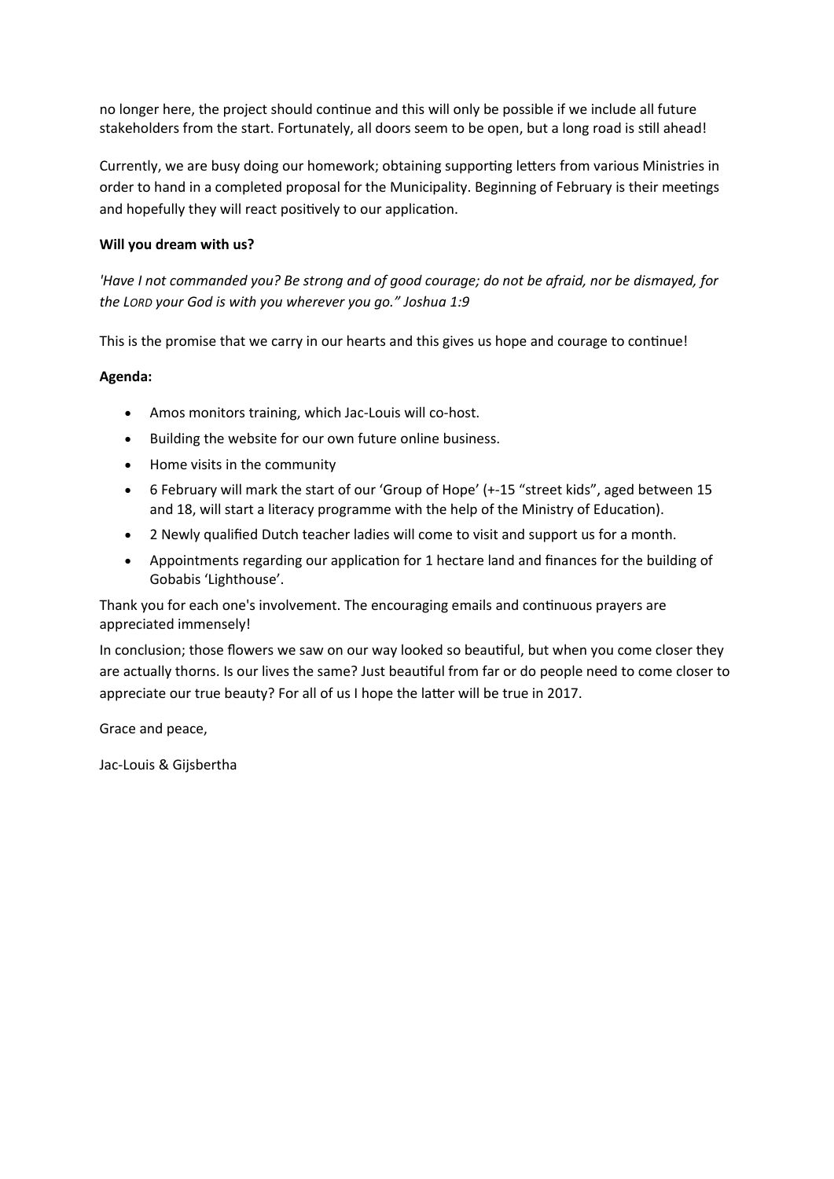no longer here, the project should continue and this will only be possible if we include all future stakeholders from the start. Fortunately, all doors seem to be open, but a long road is still ahead!

Currently, we are busy doing our homework; obtaining supporting letters from various Ministries in order to hand in a completed proposal for the Municipality. Beginning of February is their meetings and hopefully they will react positively to our application.

**Will you dream with us?**

*'Have I not commanded you? Be strong and of good courage; do not be afraid, nor be dismayed, for the LORD your God is with you wherever you go." Joshua 1:9*

This is the promise that we carry in our hearts and this gives us hope and courage to continue!

**Agenda:**

- Amos monitors training, which Jac-Louis will co-host.
- Building the website for our own future online business.
- Home visits in the community
- 6 February will mark the start of our 'Group of Hope' (+-15 "street kids", aged between 15 and 18, will start a literacy programme with the help of the Ministry of Education).
- 2 Newly qualified Dutch teacher ladies will come to visit and support us for a month.
- Appointments regarding our application for 1 hectare land and finances for the building of Gobabis 'Lighthouse'.

Thank you for each one's involvement. The encouraging emails and continuous prayers are appreciated immensely!

In conclusion; those flowers we saw on our way looked so beautiful, but when you come closer they are actually thorns. Is our lives the same? Just beautiful from far or do people need to come closer to appreciate our true beauty? For all of us I hope the latter will be true in 2017.

Grace and peace,

Jac-Louis & Gijsbertha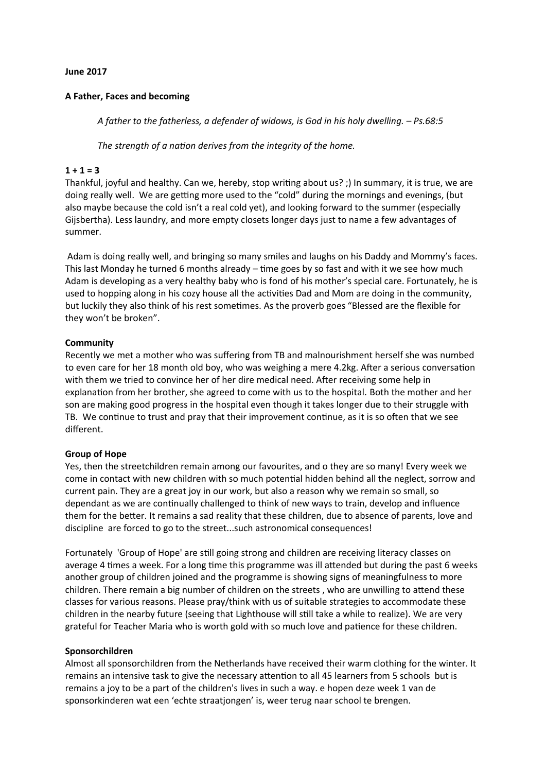**June 2017**

**A Father, Faces and becoming**

*A father to the fatherless, a defender of widows, is God in his holy dwelling. – Ps.68:5*

*The strength of a nation derives from the integrity of the home.*

**1 + 1 = 3**

Thankful, joyful and healthy. Can we, hereby, stop writing about us? ;) In summary, it is true, we are doing really well. We are getting more used to the "cold" during the mornings and evenings, (but also maybe because the cold isn't a real cold yet), and looking forward to the summer (especially Gijsbertha). Less laundry, and more empty closets longer days just to name a few advantages of summer.

Adam is doing really well, and bringing so many smiles and laughs on his Daddy and Mommy's faces. This last Monday he turned 6 months already – time goes by so fast and with it we see how much Adam is developing as a very healthy baby who is fond of his mother's special care. Fortunately, he is used to hopping along in his cozy house all the activities Dad and Mom are doing in the community, but luckily they also think of his rest sometimes. As the proverb goes "Blessed are the flexible for they won't be broken".

**Community**

Recently we met a mother who was suffering from TB and malnourishment herself she was numbed to even care for her 18 month old boy, who was weighing a mere 4.2kg. After a serious conversation with them we tried to convince her of her dire medical need. After receiving some help in explanation from her brother, she agreed to come with us to the hospital. Both the mother and her son are making good progress in the hospital even though it takes longer due to their struggle with TB. We continue to trust and pray that their improvement continue, as it is so often that we see different.

**Group of Hope**

Yes, then the streetchildren remain among our favourites, and o they are so many! Every week we come in contact with new children with so much potential hidden behind all the neglect, sorrow and current pain. They are a great joy in our work, but also a reason why we remain so small, so dependant as we are continually challenged to think of new ways to train, develop and influence them for the better. It remains a sad reality that these children, due to absence of parents, love and discipline are forced to go to the street...such astronomical consequences!

Fortunately 'Group of Hope' are still going strong and children are receiving literacy classes on average 4 times a week. For a long time this programme was ill attended but during the past 6 weeks another group of children joined and the programme is showing signs of meaningfulness to more children. There remain a big number of children on the streets , who are unwilling to attend these classes for various reasons. Please pray/think with us of suitable strategies to accommodate these children in the nearby future (seeing that Lighthouse will still take a while to realize). We are very grateful for Teacher Maria who is worth gold with so much love and patience for these children.

**Sponsorchildren**

Almost all sponsorchildren from the Netherlands have received their warm clothing for the winter. It remains an intensive task to give the necessary attention to all 45 learners from 5 schools but is remains a joy to be a part of the children's lives in such a way. e hopen deze week 1 van de sponsorkinderen wat een 'echte straatjongen' is, weer terug naar school te brengen.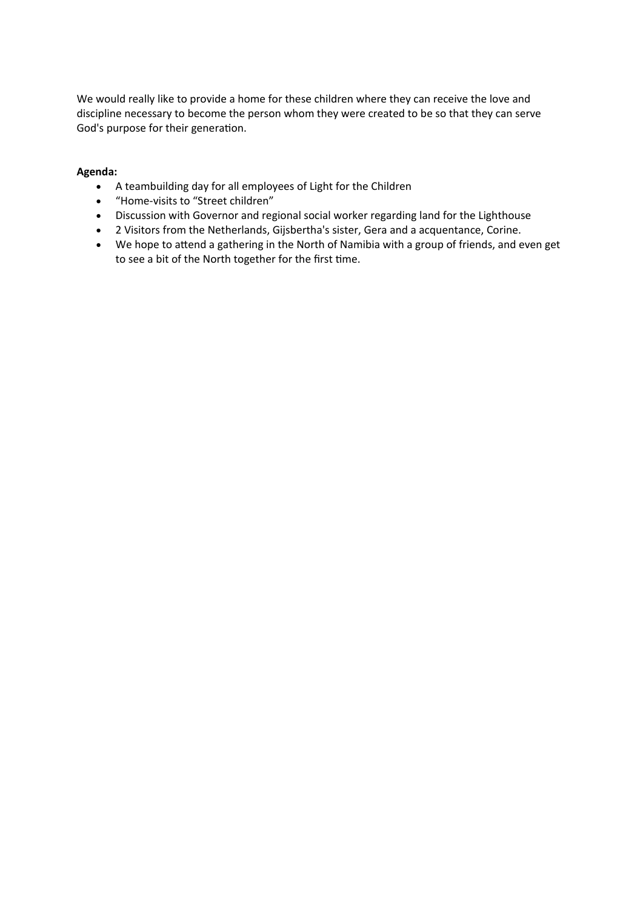We would really like to provide a home for these children where they can receive the love and discipline necessary to become the person whom they were created to be so that they can serve God's purpose for their generation.

**Agenda:**

- A teambuilding day for all employees of Light for the Children
- "Home-visits to "Street children"
- Discussion with Governor and regional social worker regarding land for the Lighthouse
- 2 Visitors from the Netherlands, Gijsbertha's sister, Gera and a acquentance, Corine.
- We hope to attend a gathering in the North of Namibia with a group of friends, and even get to see a bit of the North together for the first time.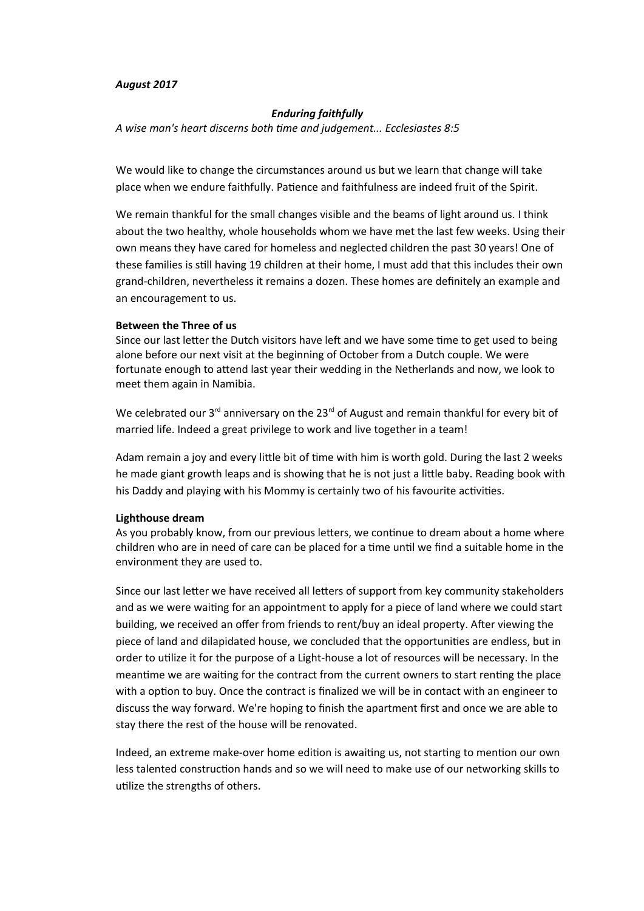***August 2017***

***Enduring faithfully***

*A wise man's heart discerns both time and judgement... Ecclesiastes 8:5*

We would like to change the circumstances around us but we learn that change will take place when we endure faithfully. Patience and faithfulness are indeed fruit of the Spirit.

We remain thankful for the small changes visible and the beams of light around us. I think about the two healthy, whole households whom we have met the last few weeks. Using their own means they have cared for homeless and neglected children the past 30 years! One of these families is still having 19 children at their home, I must add that this includes their own grand-children, nevertheless it remains a dozen. These homes are definitely an example and an encouragement to us.

**Between the Three of us**

Since our last letter the Dutch visitors have left and we have some time to get used to being alone before our next visit at the beginning of October from a Dutch couple. We were fortunate enough to attend last year their wedding in the Netherlands and now, we look to meet them again in Namibia.

We celebrated our 3rd anniversary on the 23rd of August and remain thankful for every bit of married life. Indeed a great privilege to work and live together in a team!

Adam remain a joy and every little bit of time with him is worth gold. During the last 2 weeks he made giant growth leaps and is showing that he is not just a little baby. Reading book with his Daddy and playing with his Mommy is certainly two of his favourite activities.

**Lighthouse dream**

As you probably know, from our previous letters, we continue to dream about a home where children who are in need of care can be placed for a time until we find a suitable home in the environment they are used to.

Since our last letter we have received all letters of support from key community stakeholders and as we were waiting for an appointment to apply for a piece of land where we could start building, we received an offer from friends to rent/buy an ideal property. After viewing the piece of land and dilapidated house, we concluded that the opportunities are endless, but in order to utilize it for the purpose of a Light-house a lot of resources will be necessary. In the meantime we are waiting for the contract from the current owners to start renting the place with a option to buy. Once the contract is finalized we will be in contact with an engineer to discuss the way forward. We're hoping to finish the apartment first and once we are able to stay there the rest of the house will be renovated.

Indeed, an extreme make-over home edition is awaiting us, not starting to mention our own less talented construction hands and so we will need to make use of our networking skills to utilize the strengths of others.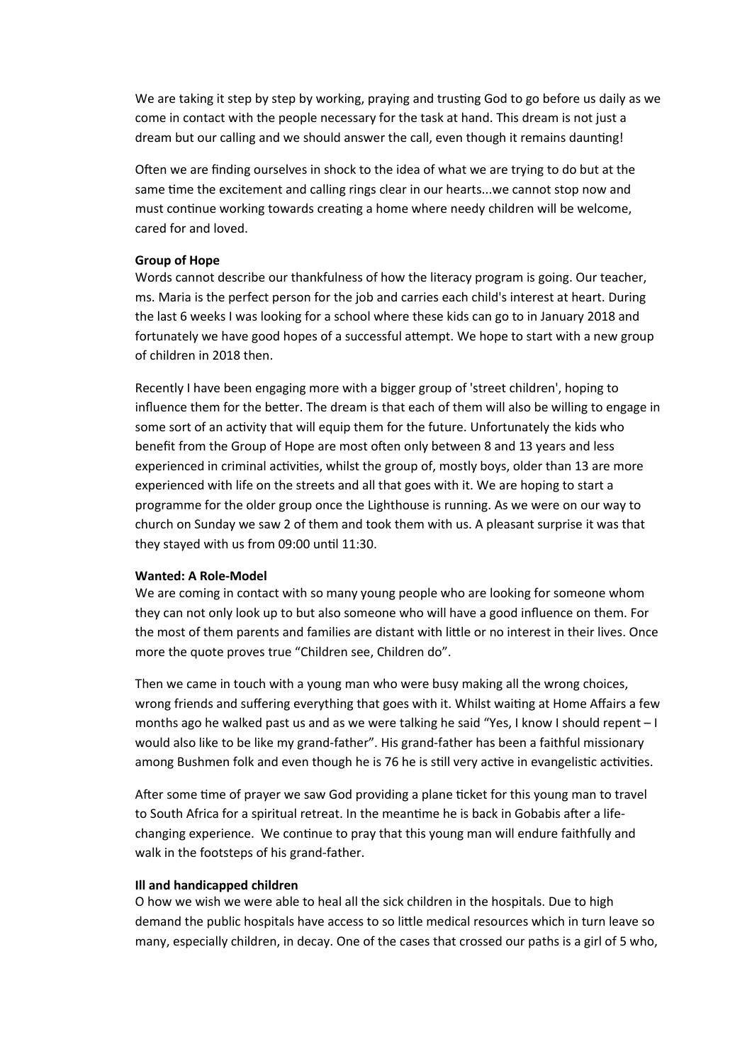We are taking it step by step by working, praying and trusting God to go before us daily as we come in contact with the people necessary for the task at hand. This dream is not just a dream but our calling and we should answer the call, even though it remains daunting!

Often we are finding ourselves in shock to the idea of what we are trying to do but at the same time the excitement and calling rings clear in our hearts...we cannot stop now and must continue working towards creating a home where needy children will be welcome, cared for and loved.

**Group of Hope**
Words cannot describe our thankfulness of how the literacy program is going. Our teacher, ms. Maria is the perfect person for the job and carries each child's interest at heart. During the last 6 weeks I was looking for a school where these kids can go to in January 2018 and fortunately we have good hopes of a successful attempt. We hope to start with a new group of children in 2018 then.

Recently I have been engaging more with a bigger group of 'street children', hoping to influence them for the better. The dream is that each of them will also be willing to engage in some sort of an activity that will equip them for the future. Unfortunately the kids who benefit from the Group of Hope are most often only between 8 and 13 years and less experienced in criminal activities, whilst the group of, mostly boys, older than 13 are more experienced with life on the streets and all that goes with it. We are hoping to start a programme for the older group once the Lighthouse is running. As we were on our way to church on Sunday we saw 2 of them and took them with us. A pleasant surprise it was that they stayed with us from 09:00 until 11:30.

**Wanted: A Role-Model**
We are coming in contact with so many young people who are looking for someone whom they can not only look up to but also someone who will have a good influence on them. For the most of them parents and families are distant with little or no interest in their lives. Once more the quote proves true "Children see, Children do".

Then we came in touch with a young man who were busy making all the wrong choices, wrong friends and suffering everything that goes with it. Whilst waiting at Home Affairs a few months ago he walked past us and as we were talking he said "Yes, I know I should repent – I would also like to be like my grand-father". His grand-father has been a faithful missionary among Bushmen folk and even though he is 76 he is still very active in evangelistic activities.

After some time of prayer we saw God providing a plane ticket for this young man to travel to South Africa for a spiritual retreat. In the meantime he is back in Gobabis after a life-changing experience. We continue to pray that this young man will endure faithfully and walk in the footsteps of his grand-father.

**Ill and handicapped children**
O how we wish we were able to heal all the sick children in the hospitals. Due to high demand the public hospitals have access to so little medical resources which in turn leave so many, especially children, in decay. One of the cases that crossed our paths is a girl of 5 who,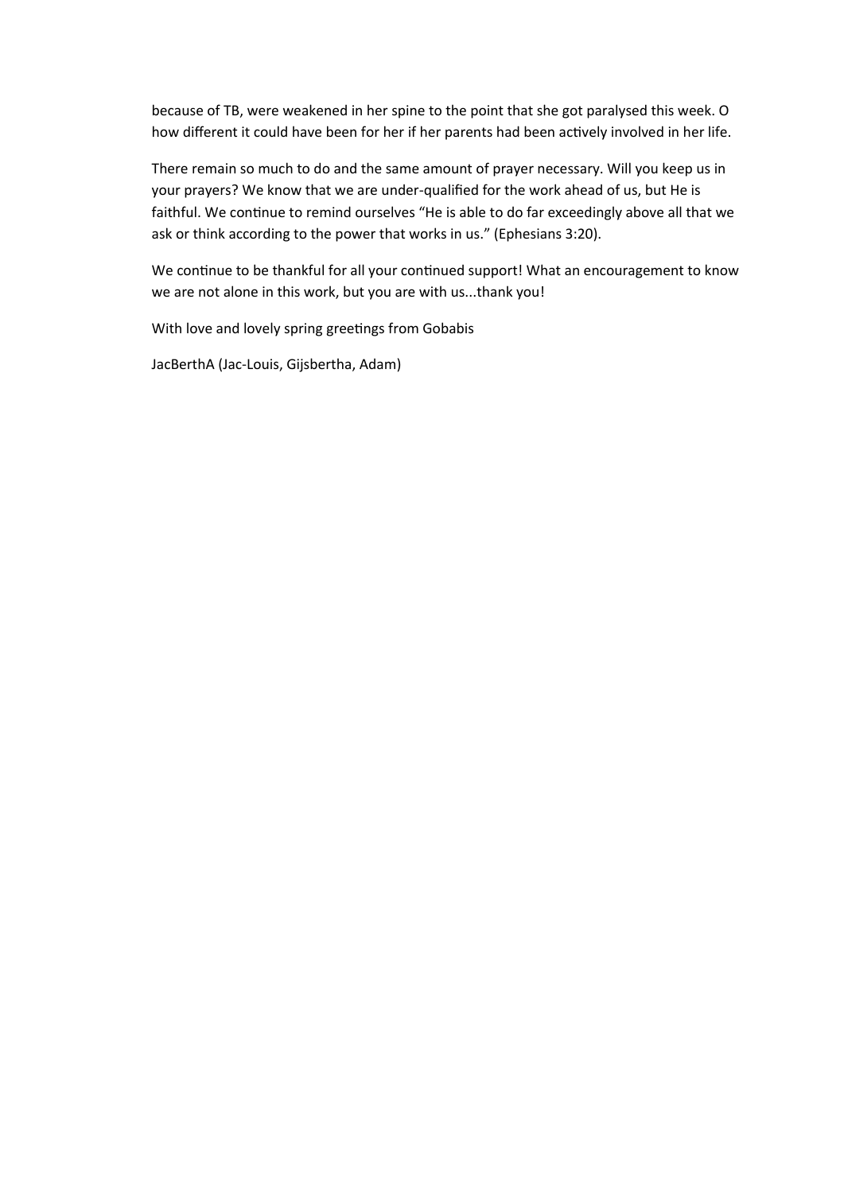because of TB, were weakened in her spine to the point that she got paralysed this week. O how different it could have been for her if her parents had been actively involved in her life.

There remain so much to do and the same amount of prayer necessary. Will you keep us in your prayers? We know that we are under-qualified for the work ahead of us, but He is faithful. We continue to remind ourselves "He is able to do far exceedingly above all that we ask or think according to the power that works in us." (Ephesians 3:20).

We continue to be thankful for all your continued support! What an encouragement to know we are not alone in this work, but you are with us...thank you!

With love and lovely spring greetings from Gobabis

JacBerthA (Jac-Louis, Gijsbertha, Adam)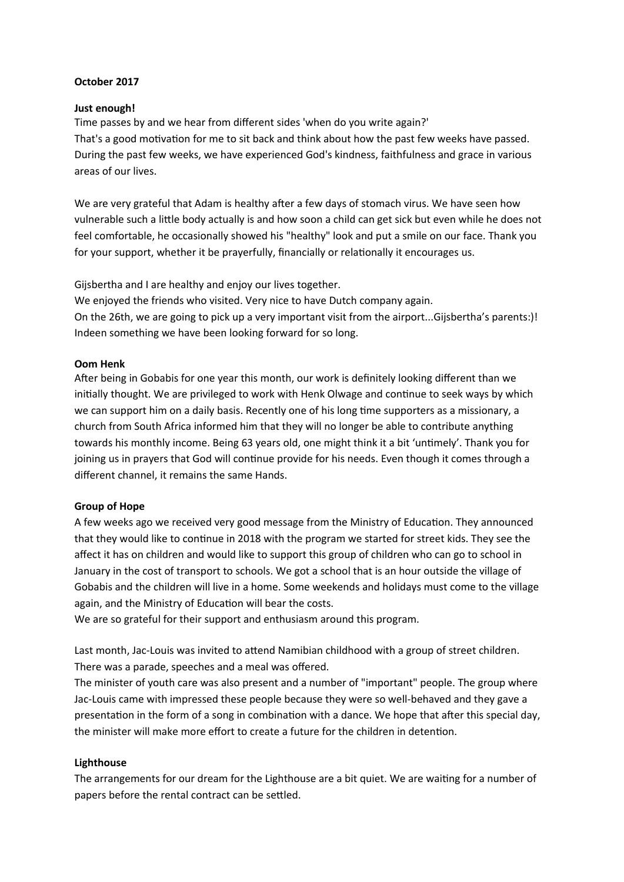**October 2017**

**Just enough!**

Time passes by and we hear from different sides 'when do you write again?'
That's a good motivation for me to sit back and think about how the past few weeks have passed. During the past few weeks, we have experienced God's kindness, faithfulness and grace in various areas of our lives.

We are very grateful that Adam is healthy after a few days of stomach virus. We have seen how vulnerable such a little body actually is and how soon a child can get sick but even while he does not feel comfortable, he occasionally showed his "healthy" look and put a smile on our face. Thank you for your support, whether it be prayerfully, financially or relationally it encourages us.

Gijsbertha and I are healthy and enjoy our lives together.
We enjoyed the friends who visited. Very nice to have Dutch company again.
On the 26th, we are going to pick up a very important visit from the airport...Gijsbertha's parents:)! Indeen something we have been looking forward for so long.

**Oom Henk**

After being in Gobabis for one year this month, our work is definitely looking different than we initially thought. We are privileged to work with Henk Olwage and continue to seek ways by which we can support him on a daily basis. Recently one of his long time supporters as a missionary, a church from South Africa informed him that they will no longer be able to contribute anything towards his monthly income. Being 63 years old, one might think it a bit 'untimely'. Thank you for joining us in prayers that God will continue provide for his needs. Even though it comes through a different channel, it remains the same Hands.

**Group of Hope**

A few weeks ago we received very good message from the Ministry of Education. They announced that they would like to continue in 2018 with the program we started for street kids. They see the affect it has on children and would like to support this group of children who can go to school in January in the cost of transport to schools. We got a school that is an hour outside the village of Gobabis and the children will live in a home. Some weekends and holidays must come to the village again, and the Ministry of Education will bear the costs.
We are so grateful for their support and enthusiasm around this program.

Last month, Jac-Louis was invited to attend Namibian childhood with a group of street children. There was a parade, speeches and a meal was offered.
The minister of youth care was also present and a number of "important" people. The group where Jac-Louis came with impressed these people because they were so well-behaved and they gave a presentation in the form of a song in combination with a dance. We hope that after this special day, the minister will make more effort to create a future for the children in detention.

**Lighthouse**

The arrangements for our dream for the Lighthouse are a bit quiet. We are waiting for a number of papers before the rental contract can be settled.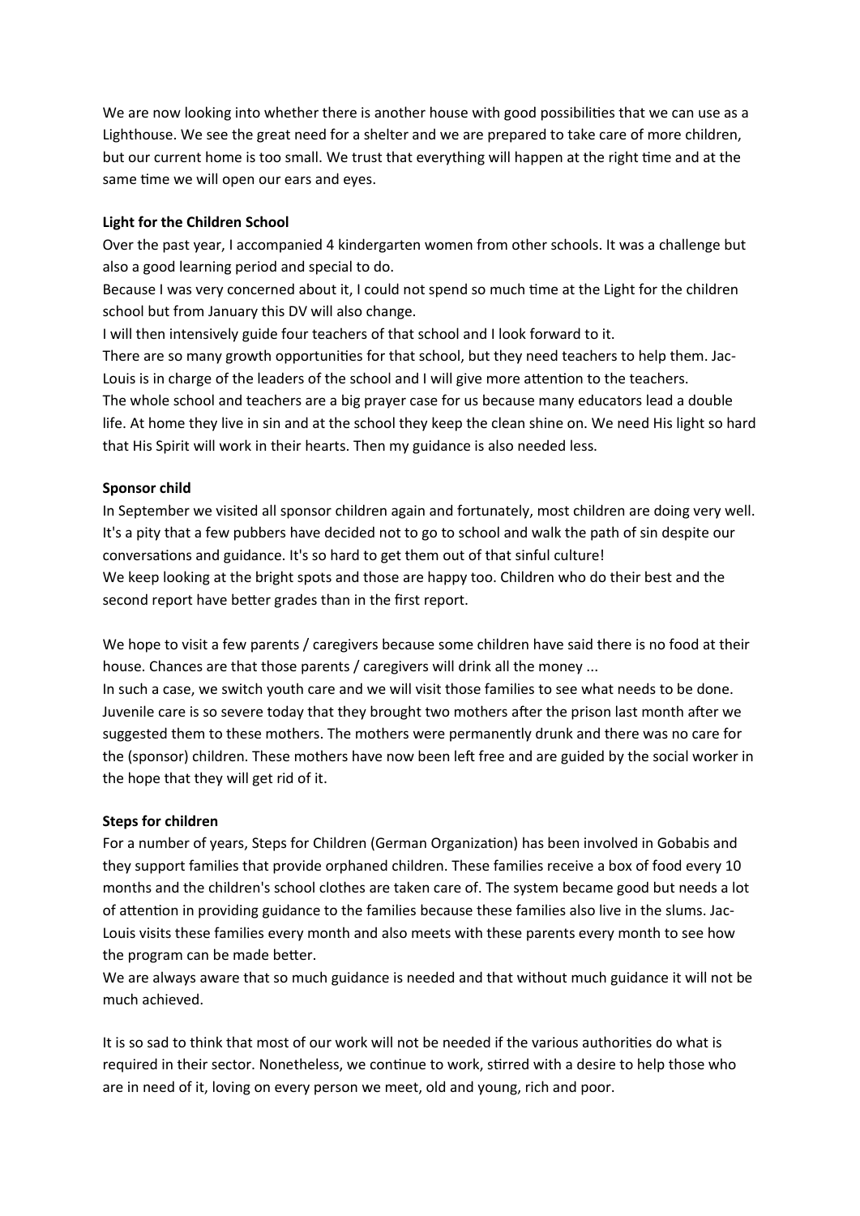We are now looking into whether there is another house with good possibilities that we can use as a Lighthouse. We see the great need for a shelter and we are prepared to take care of more children, but our current home is too small. We trust that everything will happen at the right time and at the same time we will open our ears and eyes.

**Light for the Children School**

Over the past year, I accompanied 4 kindergarten women from other schools. It was a challenge but also a good learning period and special to do.
Because I was very concerned about it, I could not spend so much time at the Light for the children school but from January this DV will also change.
I will then intensively guide four teachers of that school and I look forward to it.
There are so many growth opportunities for that school, but they need teachers to help them. Jac-Louis is in charge of the leaders of the school and I will give more attention to the teachers.
The whole school and teachers are a big prayer case for us because many educators lead a double life. At home they live in sin and at the school they keep the clean shine on. We need His light so hard that His Spirit will work in their hearts. Then my guidance is also needed less.

**Sponsor child**

In September we visited all sponsor children again and fortunately, most children are doing very well. It's a pity that a few pubbers have decided not to go to school and walk the path of sin despite our conversations and guidance. It's so hard to get them out of that sinful culture!
We keep looking at the bright spots and those are happy too. Children who do their best and the second report have better grades than in the first report.

We hope to visit a few parents / caregivers because some children have said there is no food at their house. Chances are that those parents / caregivers will drink all the money ...
In such a case, we switch youth care and we will visit those families to see what needs to be done. Juvenile care is so severe today that they brought two mothers after the prison last month after we suggested them to these mothers. The mothers were permanently drunk and there was no care for the (sponsor) children. These mothers have now been left free and are guided by the social worker in the hope that they will get rid of it.

**Steps for children**

For a number of years, Steps for Children (German Organization) has been involved in Gobabis and they support families that provide orphaned children. These families receive a box of food every 10 months and the children's school clothes are taken care of. The system became good but needs a lot of attention in providing guidance to the families because these families also live in the slums. Jac-Louis visits these families every month and also meets with these parents every month to see how the program can be made better.
We are always aware that so much guidance is needed and that without much guidance it will not be much achieved.

It is so sad to think that most of our work will not be needed if the various authorities do what is required in their sector. Nonetheless, we continue to work, stirred with a desire to help those who are in need of it, loving on every person we meet, old and young, rich and poor.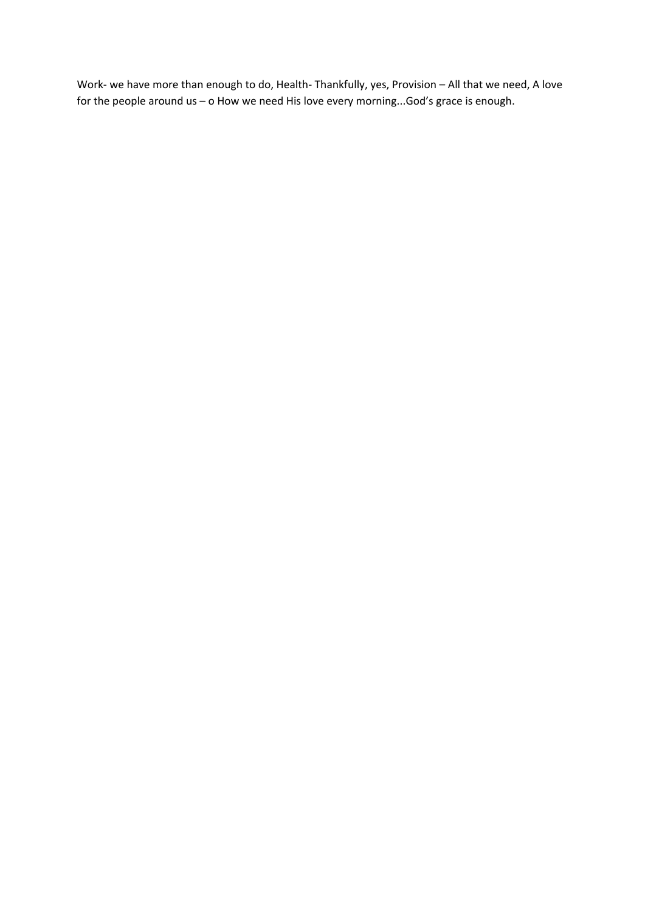Work- we have more than enough to do, Health- Thankfully, yes, Provision – All that we need, A love for the people around us – o How we need His love every morning...God's grace is enough.